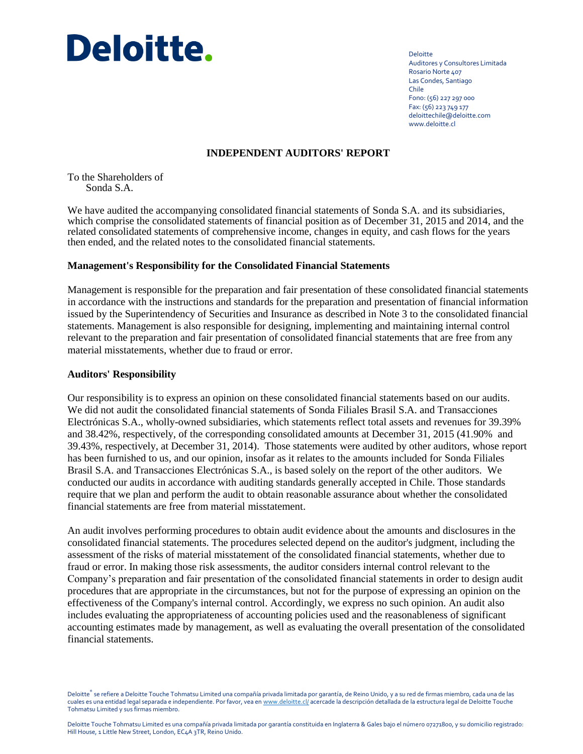Deloitte

Deloitte
Auditores y Consultores Limitada
Rosario Norte 407
Las Condes, Santiago
Chile
Fono: (56) 227 297 000
Fax: (56) 223 749 177
deloittechile@deloitte.com
www.deloitte.cl

# INDEPENDENT AUDITORS' REPORT

To the Shareholders of
Sonda S.A.

We have audited the accompanying consolidated financial statements of Sonda S.A. and its subsidiaries, which comprise the consolidated statements of financial position as of December 31, 2015 and 2014, and the related consolidated statements of comprehensive income, changes in equity, and cash flows for the years then ended, and the related notes to the consolidated financial statements.

## Management's Responsibility for the Consolidated Financial Statements

Management is responsible for the preparation and fair presentation of these consolidated financial statements in accordance with the instructions and standards for the preparation and presentation of financial information issued by the Superintendency of Securities and Insurance as described in Note 3 to the consolidated financial statements. Management is also responsible for designing, implementing and maintaining internal control relevant to the preparation and fair presentation of consolidated financial statements that are free from any material misstatements, whether due to fraud or error.

## Auditors' Responsibility

Our responsibility is to express an opinion on these consolidated financial statements based on our audits. We did not audit the consolidated financial statements of Sonda Filiales Brasil S.A. and Transacciones Electrónicas S.A., wholly-owned subsidiaries, which statements reflect total assets and revenues for 39.39% and 38.42%, respectively, of the corresponding consolidated amounts at December 31, 2015 (41.90% and 39.43%, respectively, at December 31, 2014). Those statements were audited by other auditors, whose report has been furnished to us, and our opinion, insofar as it relates to the amounts included for Sonda Filiales Brasil S.A. and Transacciones Electrónicas S.A., is based solely on the report of the other auditors. We conducted our audits in accordance with auditing standards generally accepted in Chile. Those standards require that we plan and perform the audit to obtain reasonable assurance about whether the consolidated financial statements are free from material misstatement.

An audit involves performing procedures to obtain audit evidence about the amounts and disclosures in the consolidated financial statements. The procedures selected depend on the auditor's judgment, including the assessment of the risks of material misstatement of the consolidated financial statements, whether due to fraud or error. In making those risk assessments, the auditor considers internal control relevant to the Company's preparation and fair presentation of the consolidated financial statements in order to design audit procedures that are appropriate in the circumstances, but not for the purpose of expressing an opinion on the effectiveness of the Company's internal control. Accordingly, we express no such opinion. An audit also includes evaluating the appropriateness of accounting policies used and the reasonableness of significant accounting estimates made by management, as well as evaluating the overall presentation of the consolidated financial statements.

Deloitte® se refiere a Deloitte Touche Tohmatsu Limited una compañía privada limitada por garantía, de Reino Unido, y a su red de firmas miembro, cada una de las cuales es una entidad legal separada e independiente. Por favor, vea en www.deloitte.cl/ acercade la descripción detallada de la estructura legal de Deloitte Touche Tohmatsu Limited y sus firmas miembro.

Deloitte Touche Tohmatsu Limited es una compañía privada limitada por garantía constituida en Inglaterra & Gales bajo el número 07271800, y su domicilio registrado: Hill House, 1 Little New Street, London, EC4A 3TR, Reino Unido.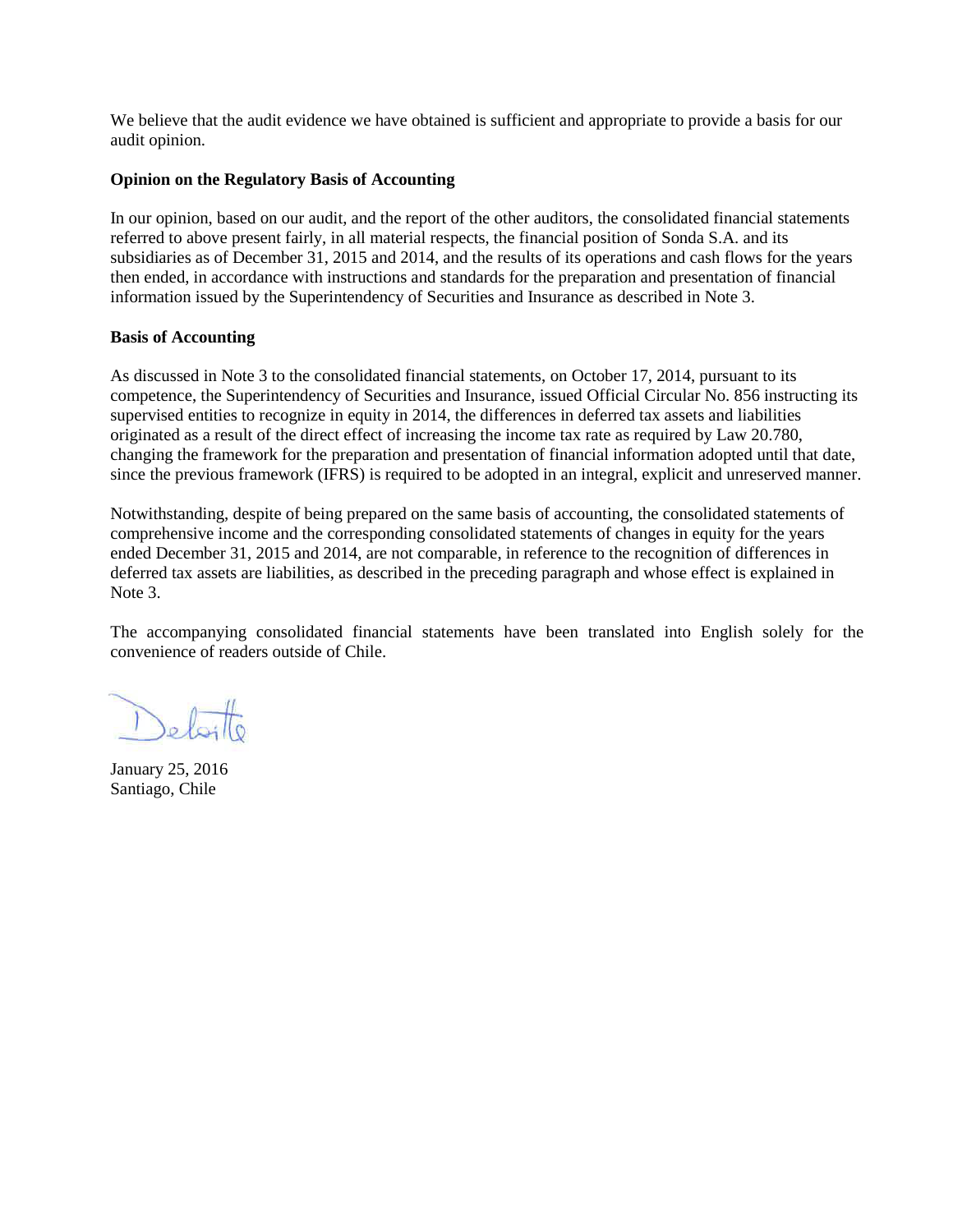We believe that the audit evidence we have obtained is sufficient and appropriate to provide a basis for our audit opinion.

**Opinion on the Regulatory Basis of Accounting**

In our opinion, based on our audit, and the report of the other auditors, the consolidated financial statements referred to above present fairly, in all material respects, the financial position of Sonda S.A. and its subsidiaries as of December 31, 2015 and 2014, and the results of its operations and cash flows for the years then ended, in accordance with instructions and standards for the preparation and presentation of financial information issued by the Superintendency of Securities and Insurance as described in Note 3.

**Basis of Accounting**

As discussed in Note 3 to the consolidated financial statements, on October 17, 2014, pursuant to its competence, the Superintendency of Securities and Insurance, issued Official Circular No. 856 instructing its supervised entities to recognize in equity in 2014, the differences in deferred tax assets and liabilities originated as a result of the direct effect of increasing the income tax rate as required by Law 20.780, changing the framework for the preparation and presentation of financial information adopted until that date, since the previous framework (IFRS) is required to be adopted in an integral, explicit and unreserved manner.

Notwithstanding, despite of being prepared on the same basis of accounting, the consolidated statements of comprehensive income and the corresponding consolidated statements of changes in equity for the years ended December 31, 2015 and 2014, are not comparable, in reference to the recognition of differences in deferred tax assets are liabilities, as described in the preceding paragraph and whose effect is explained in Note 3.

The accompanying consolidated financial statements have been translated into English solely for the convenience of readers outside of Chile.

Deloitte

January 25, 2016
Santiago, Chile